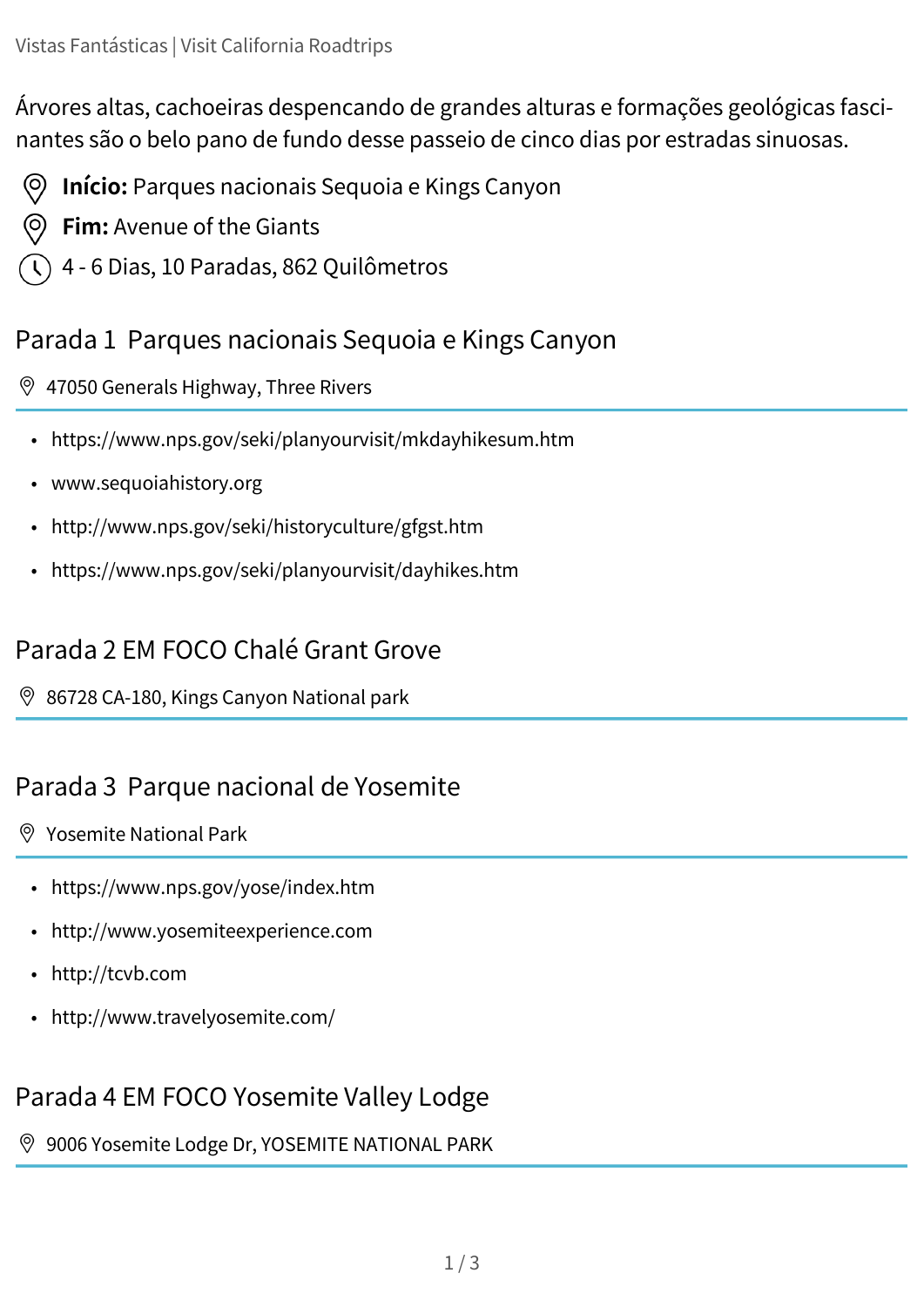Vistas Fantásticas | Visit California Roadtrips

Árvores altas, cachoeiras despencando de grandes alturas e formações geológicas fascinantes são o belo pano de fundo desse passeio de cinco dias por estradas sinuosas.

**Início:** Parques nacionais Sequoia e Kings Canyon

**Fim:** Avenue of the Giants

4 - 6 Dias, 10 Paradas, 862 Quilômetros

## Parada 1 Parques nacionais Sequoia e Kings Canyon

47050 Generals Highway, Three Rivers

- https://www.nps.gov/seki/planyourvisit/mkdayhikesum.htm
- www.sequoiahistory.org
- http://www.nps.gov/seki/historyculture/gfgst.htm
- https://www.nps.gov/seki/planyourvisit/dayhikes.htm

## Parada 2 EM FOCO Chalé Grant Grove

86728 CA-180, Kings Canyon National park

## Parada 3 Parque nacional de Yosemite

Yosemite National Park

- https://www.nps.gov/yose/index.htm
- http://www.yosemiteexperience.com
- http://tcvb.com
- http://www.travelyosemite.com/

## Parada 4 EM FOCO Yosemite Valley Lodge

9006 Yosemite Lodge Dr, YOSEMITE NATIONAL PARK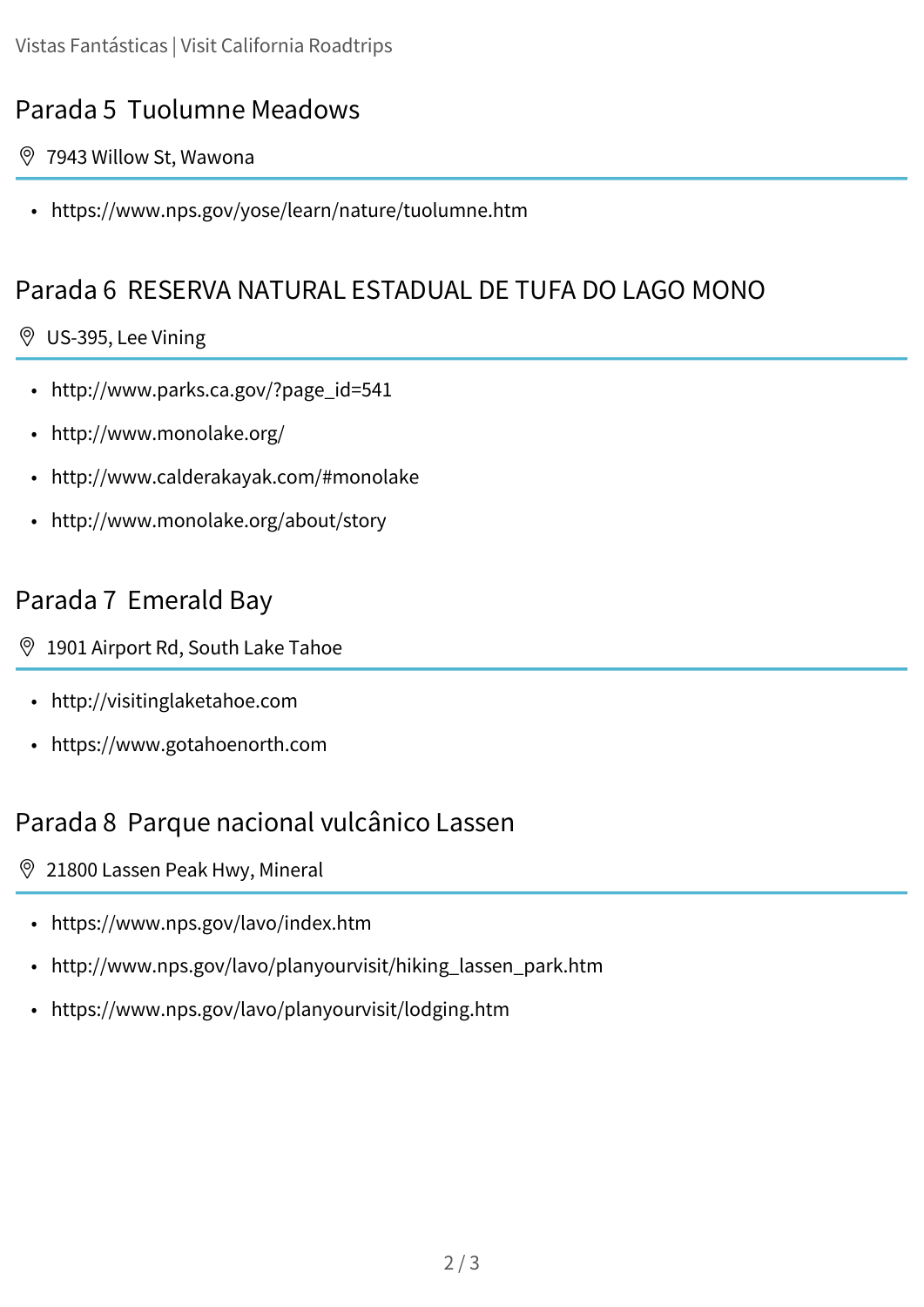## Parada 5 Tuolumne Meadows

7943 Willow St, Wawona

- https://www.nps.gov/yose/learn/nature/tuolumne.htm

## Parada 6 RESERVA NATURAL ESTADUAL DE TUFA DO LAGO MONO

US-395, Lee Vining

- http://www.parks.ca.gov/?page_id=541
- http://www.monolake.org/
- http://www.calderakayak.com/#monolake
- http://www.monolake.org/about/story

## Parada 7 Emerald Bay

1901 Airport Rd, South Lake Tahoe

- http://visitinglaketahoe.com
- https://www.gotahoenorth.com

## Parada 8 Parque nacional vulcânico Lassen

21800 Lassen Peak Hwy, Mineral

- https://www.nps.gov/lavo/index.htm
- http://www.nps.gov/lavo/planyourvisit/hiking_lassen_park.htm
- https://www.nps.gov/lavo/planyourvisit/lodging.htm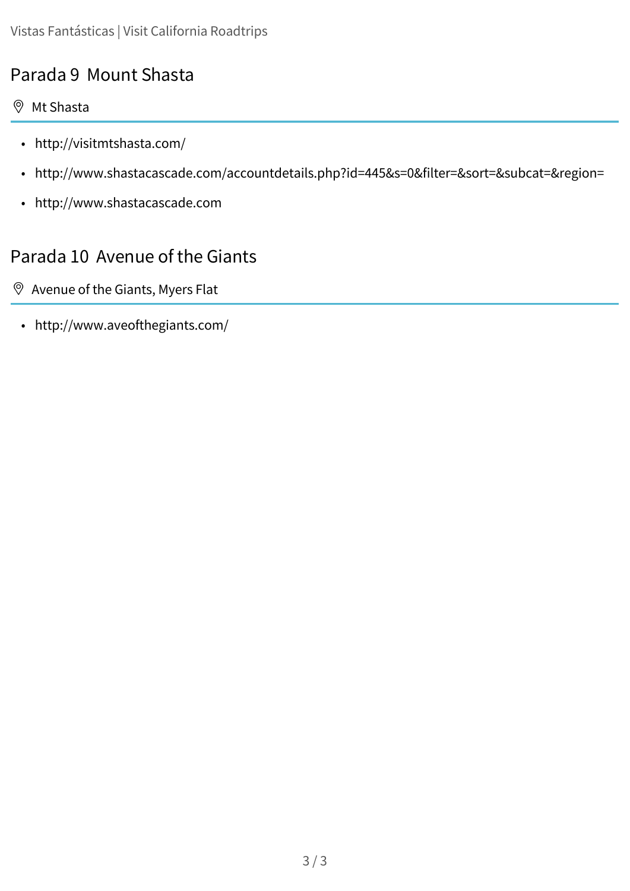## Parada 9 Mount Shasta

Mt Shasta

- http://visitmtshasta.com/
- http://www.shastacascade.com/accountdetails.php?id=445&s=0&filter=&sort=&subcat=&region=
- http://www.shastacascade.com

## Parada 10 Avenue of the Giants

Avenue of the Giants, Myers Flat

- http://www.aveofthegiants.com/